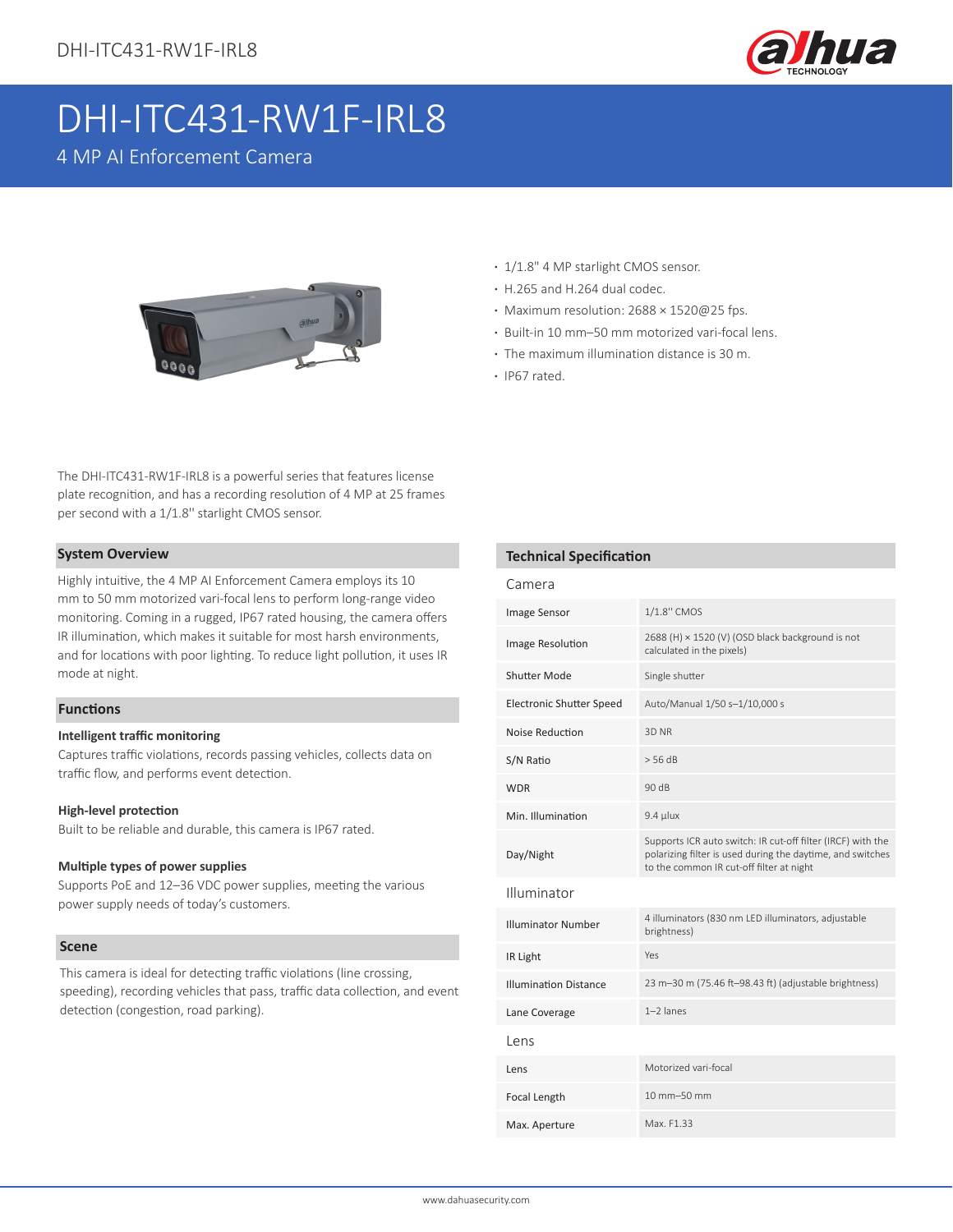# DHI-ITC431-RW1F-IRL8

4 MP AI Enforcement Camera

- 1/1.8" 4 MP starlight CMOS sensor.
- H.265 and H.264 dual codec.
- Maximum resolution: 2688 × 1520@25 fps.
- Built-in 10 mm–50 mm motorized vari-focal lens.
- The maximum illumination distance is 30 m.
- IP67 rated.

The DHI-ITC431-RW1F-IRL8 is a powerful series that features license plate recognition, and has a recording resolution of 4 MP at 25 frames per second with a 1/1.8'' starlight CMOS sensor.

## System Overview

Highly intuitive, the 4 MP AI Enforcement Camera employs its 10 mm to 50 mm motorized vari-focal lens to perform long-range video monitoring. Coming in a rugged, IP67 rated housing, the camera offers IR illumination, which makes it suitable for most harsh environments, and for locations with poor lighting. To reduce light pollution, it uses IR mode at night.

## Functions

### Intelligent traffic monitoring

Captures traffic violations, records passing vehicles, collects data on traffic flow, and performs event detection.

### High-level protection

Built to be reliable and durable, this camera is IP67 rated.

### Multiple types of power supplies

Supports PoE and 12–36 VDC power supplies, meeting the various power supply needs of today's customers.

## Scene

This camera is ideal for detecting traffic violations (line crossing, speeding), recording vehicles that pass, traffic data collection, and event detection (congestion, road parking).

## Technical Specification

### Camera

| | |
|---|---|
| Image Sensor | 1/1.8'' CMOS |
| Image Resolution | 2688 (H) × 1520 (V) (OSD black background is not calculated in the pixels) |
| Shutter Mode | Single shutter |
| Electronic Shutter Speed | Auto/Manual 1/50 s–1/10,000 s |
| Noise Reduction | 3D NR |
| S/N Ratio | > 56 dB |
| WDR | 90 dB |
| Min. Illumination | 9.4 µlux |
| Day/Night | Supports ICR auto switch: IR cut-off filter (IRCF) with the polarizing filter is used during the daytime, and switches to the common IR cut-off filter at night |

### Illuminator

| | |
|---|---|
| Illuminator Number | 4 illuminators (830 nm LED illuminators, adjustable brightness) |
| IR Light | Yes |
| Illumination Distance | 23 m–30 m (75.46 ft–98.43 ft) (adjustable brightness) |
| Lane Coverage | 1–2 lanes |

### Lens

| | |
|---|---|
| Lens | Motorized vari-focal |
| Focal Length | 10 mm–50 mm |
| Max. Aperture | Max. F1.33 |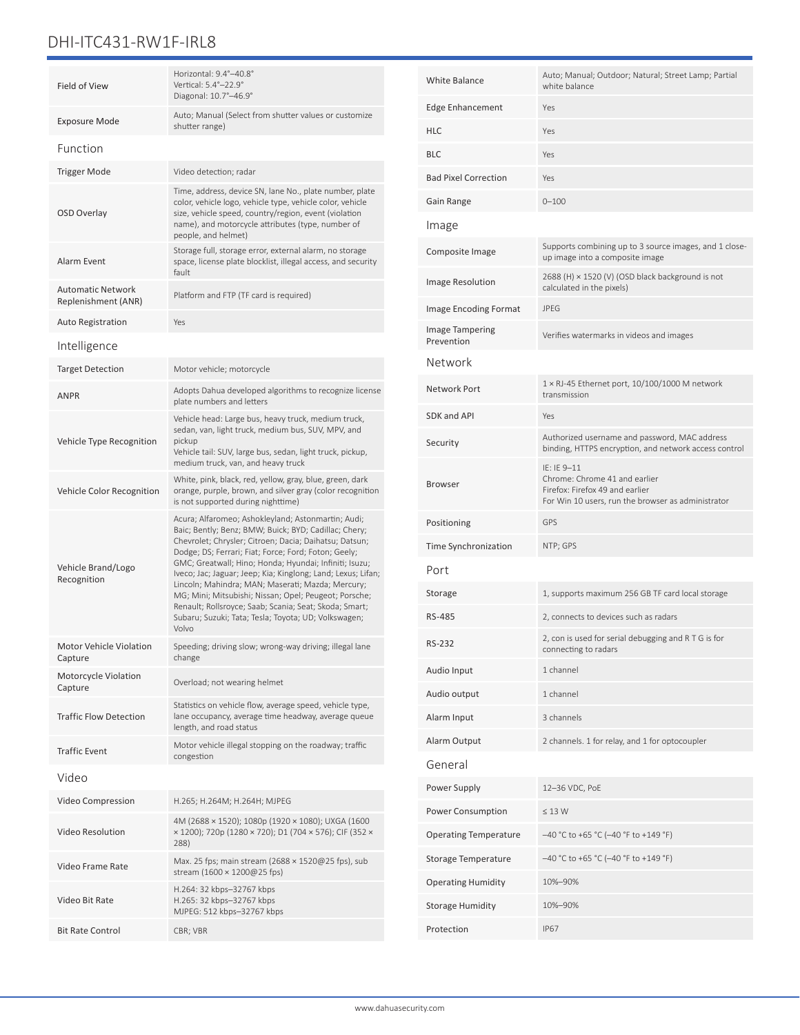# DHI-ITC431-RW1F-IRL8

| | |
|---|---|
| Field of View | Horizontal: 9.4°–40.8°<br>Vertical: 5.4°–22.9°<br>Diagonal: 10.7°–46.9° |
| Exposure Mode | Auto; Manual (Select from shutter values or customize shutter range) |

## Function

| | |
|---|---|
| Trigger Mode | Video detection; radar |
| OSD Overlay | Time, address, device SN, lane No., plate number, plate color, vehicle logo, vehicle type, vehicle color, vehicle size, vehicle speed, country/region, event (violation name), and motorcycle attributes (type, number of people, and helmet) |
| Alarm Event | Storage full, storage error, external alarm, no storage space, license plate blocklist, illegal access, and security fault |
| Automatic Network Replenishment (ANR) | Platform and FTP (TF card is required) |
| Auto Registration | Yes |

## Intelligence

| | |
|---|---|
| Target Detection | Motor vehicle; motorcycle |
| ANPR | Adopts Dahua developed algorithms to recognize license plate numbers and letters |
| Vehicle Type Recognition | Vehicle head: Large bus, heavy truck, medium truck, sedan, van, light truck, medium bus, SUV, MPV, and pickup<br>Vehicle tail: SUV, large bus, sedan, light truck, pickup, medium truck, van, and heavy truck |
| Vehicle Color Recognition | White, pink, black, red, yellow, gray, blue, green, dark orange, purple, brown, and silver gray (color recognition is not supported during nighttime) |
| Vehicle Brand/Logo Recognition | Acura; Alfaromeo; Ashokleyland; Astonmartin; Audi; Baic; Bently; Benz; BMW; Buick; BYD; Cadillac; Chery; Chevrolet; Chrysler; Citroen; Dacia; Daihatsu; Datsun; Dodge; DS; Ferrari; Fiat; Force; Ford; Foton; Geely; GMC; Greatwall; Hino; Honda; Hyundai; Infiniti; Isuzu; Iveco; Jac; Jaguar; Jeep; Kia; Kinglong; Land; Lexus; Lifan; Lincoln; Mahindra; MAN; Maserati; Mazda; Mercury; MG; Mini; Mitsubishi; Nissan; Opel; Peugeot; Porsche; Renault; Rollsroyce; Saab; Scania; Seat; Skoda; Smart; Subaru; Suzuki; Tata; Tesla; Toyota; UD; Volkswagen; Volvo |
| Motor Vehicle Violation Capture | Speeding; driving slow; wrong-way driving; illegal lane change |
| Motorcycle Violation Capture | Overload; not wearing helmet |
| Traffic Flow Detection | Statistics on vehicle flow, average speed, vehicle type, lane occupancy, average time headway, average queue length, and road status |
| Traffic Event | Motor vehicle illegal stopping on the roadway; traffic congestion |

## Video

| | |
|---|---|
| Video Compression | H.265; H.264M; H.264H; MJPEG |
| Video Resolution | 4M (2688 × 1520); 1080p (1920 × 1080); UXGA (1600 × 1200); 720p (1280 × 720); D1 (704 × 576); CIF (352 × 288) |
| Video Frame Rate | Max. 25 fps; main stream (2688 × 1520@25 fps), sub stream (1600 × 1200@25 fps) |
| Video Bit Rate | H.264: 32 kbps–32767 kbps<br>H.265: 32 kbps–32767 kbps<br>MJPEG: 512 kbps–32767 kbps |
| Bit Rate Control | CBR; VBR |
| White Balance | Auto; Manual; Outdoor; Natural; Street Lamp; Partial white balance |
| Edge Enhancement | Yes |
| HLC | Yes |
| BLC | Yes |
| Bad Pixel Correction | Yes |
| Gain Range | 0–100 |

## Image

| | |
|---|---|
| Composite Image | Supports combining up to 3 source images, and 1 close-up image into a composite image |
| Image Resolution | 2688 (H) × 1520 (V) (OSD black background is not calculated in the pixels) |
| Image Encoding Format | JPEG |
| Image Tampering Prevention | Verifies watermarks in videos and images |

## Network

| | |
|---|---|
| Network Port | 1 × RJ-45 Ethernet port, 10/100/1000 M network transmission |
| SDK and API | Yes |
| Security | Authorized username and password, MAC address binding, HTTPS encryption, and network access control |
| Browser | IE: IE 9–11<br>Chrome: Chrome 41 and earlier<br>Firefox: Firefox 49 and earlier<br>For Win 10 users, run the browser as administrator |
| Positioning | GPS |
| Time Synchronization | NTP; GPS |

## Port

| | |
|---|---|
| Storage | 1, supports maximum 256 GB TF card local storage |
| RS-485 | 2, connects to devices such as radars |
| RS-232 | 2, con is used for serial debugging and R T G is for connecting to radars |
| Audio Input | 1 channel |
| Audio output | 1 channel |
| Alarm Input | 3 channels |
| Alarm Output | 2 channels. 1 for relay, and 1 for optocoupler |

## General

| | |
|---|---|
| Power Supply | 12–36 VDC, PoE |
| Power Consumption | ≤ 13 W |
| Operating Temperature | –40 °C to +65 °C (–40 °F to +149 °F) |
| Storage Temperature | –40 °C to +65 °C (–40 °F to +149 °F) |
| Operating Humidity | 10%–90% |
| Storage Humidity | 10%–90% |
| Protection | IP67 |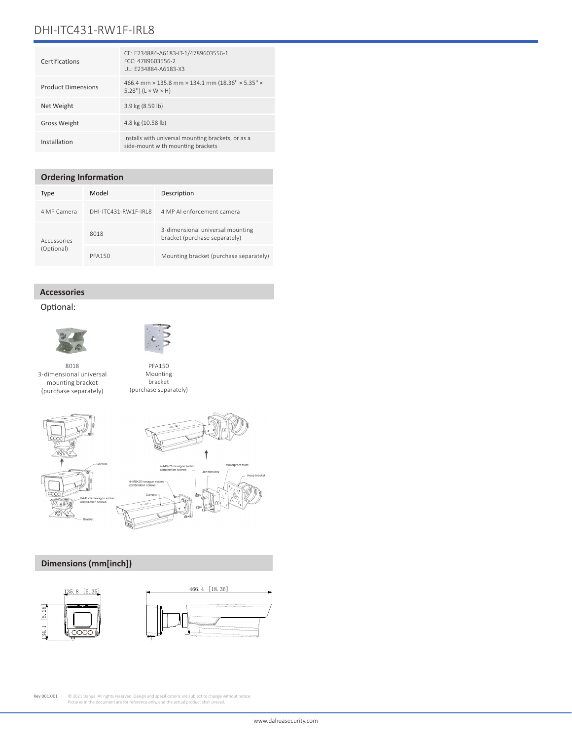# DHI-ITC431-RW1F-IRL8

| | |
|---|---|
| Certifications | CE: E234884-A6183-IT-1/4789603556-1<br>FCC: 4789603556-2<br>UL: E234884-A6183-X3 |
| Product Dimensions | 466.4 mm × 135.8 mm × 134.1 mm (18.36" × 5.35" × 5.28") (L × W × H) |
| Net Weight | 3.9 kg (8.59 lb) |
| Gross Weight | 4.8 kg (10.58 lb) |
| Installation | Installs with universal mounting brackets, or as a side-mount with mounting brackets |

## Ordering Information

| Type | Model | Description |
|---|---|---|
| 4 MP Camera | DHI-ITC431-RW1F-IRL8 | 4 MP AI enforcement camera |
| Accessories (Optional) | 8018 | 3-dimensional universal mounting bracket (purchase separately) |
| | PFA150 | Mounting bracket (purchase separately) |

## Accessories

Optional:

8018
3-dimensional universal mounting bracket
(purchase separately)

PFA150
Mounting bracket
(purchase separately)

Camera
2-M6×14 hexagon socket combination screws
Bracket

4-M8×25 hexagon socket combination screws
Junction box
Waterproof foam
Hoop bracket
4-M8×20 hexagon socket combination screws
Camera

## Dimensions (mm[inch])

135.8 [5.35]
134.1 [5.28]
466.4 [18.36]

Rev 001.001 © 2021 Dahua. All rights reserved. Design and specifications are subject to change without notice.
Pictures in the document are for reference only, and the actual product shall prevail.

www.dahuasecurity.com